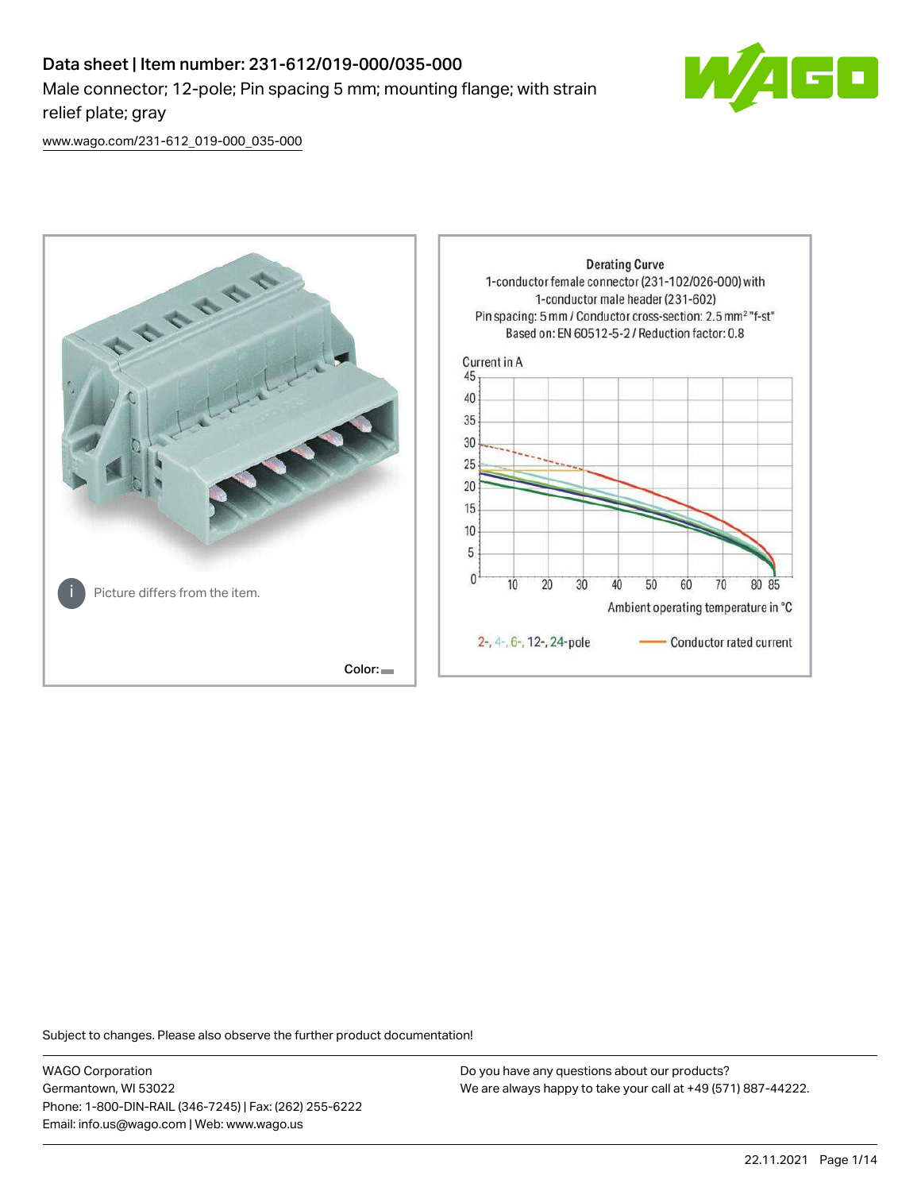# Data sheet | Item number: 231-612/019-000/035-000

Male connector; 12-pole; Pin spacing 5 mm; mounting flange; with strain relief plate; gray

www.wago.com/231-612_019-000_035-000

Picture differs from the item.

Color:

Derating Curve
1-conductor female connector (231-102/026-000) with 1-conductor male header (231-602)
Pin spacing: 5 mm / Conductor cross-section: 2.5 mm² "f-st"
Based on: EN 60512-5-2 / Reduction factor: 0.8

Current in A

Ambient operating temperature in °C

2-, 4-, 6-, 12-, 24-pole — Conductor rated current

Subject to changes. Please also observe the further product documentation!

WAGO Corporation
Germantown, WI 53022
Phone: 1-800-DIN-RAIL (346-7245) | Fax: (262) 255-6222
Email: info.us@wago.com | Web: www.wago.us

Do you have any questions about our products?
We are always happy to take your call at +49 (571) 887-44222.

22.11.2021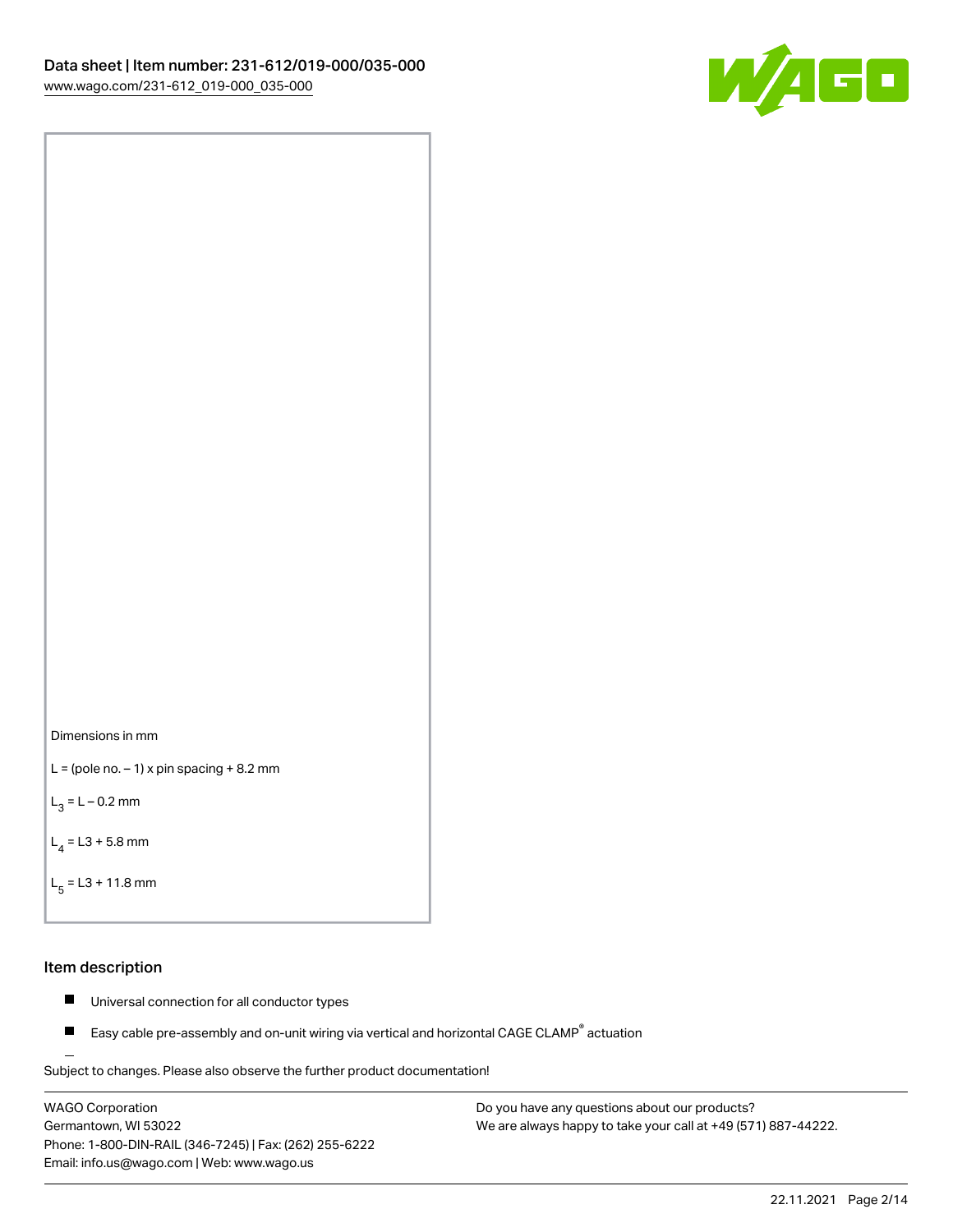Dimensions in mm

L = (pole no. – 1) x pin spacing + 8.2 mm

$L_3$ = L – 0.2 mm

$L_4$ = L3 + 5.8 mm

$L_5$ = L3 + 11.8 mm

## Item description

- Universal connection for all conductor types
- Easy cable pre-assembly and on-unit wiring via vertical and horizontal CAGE CLAMP® actuation

Subject to changes. Please also observe the further product documentation!

WAGO Corporation
Germantown, WI 53022
Phone: 1-800-DIN-RAIL (346-7245) | Fax: (262) 255-6222
Email: info.us@wago.com | Web: www.wago.us

Do you have any questions about our products?
We are always happy to take your call at +49 (571) 887-44222.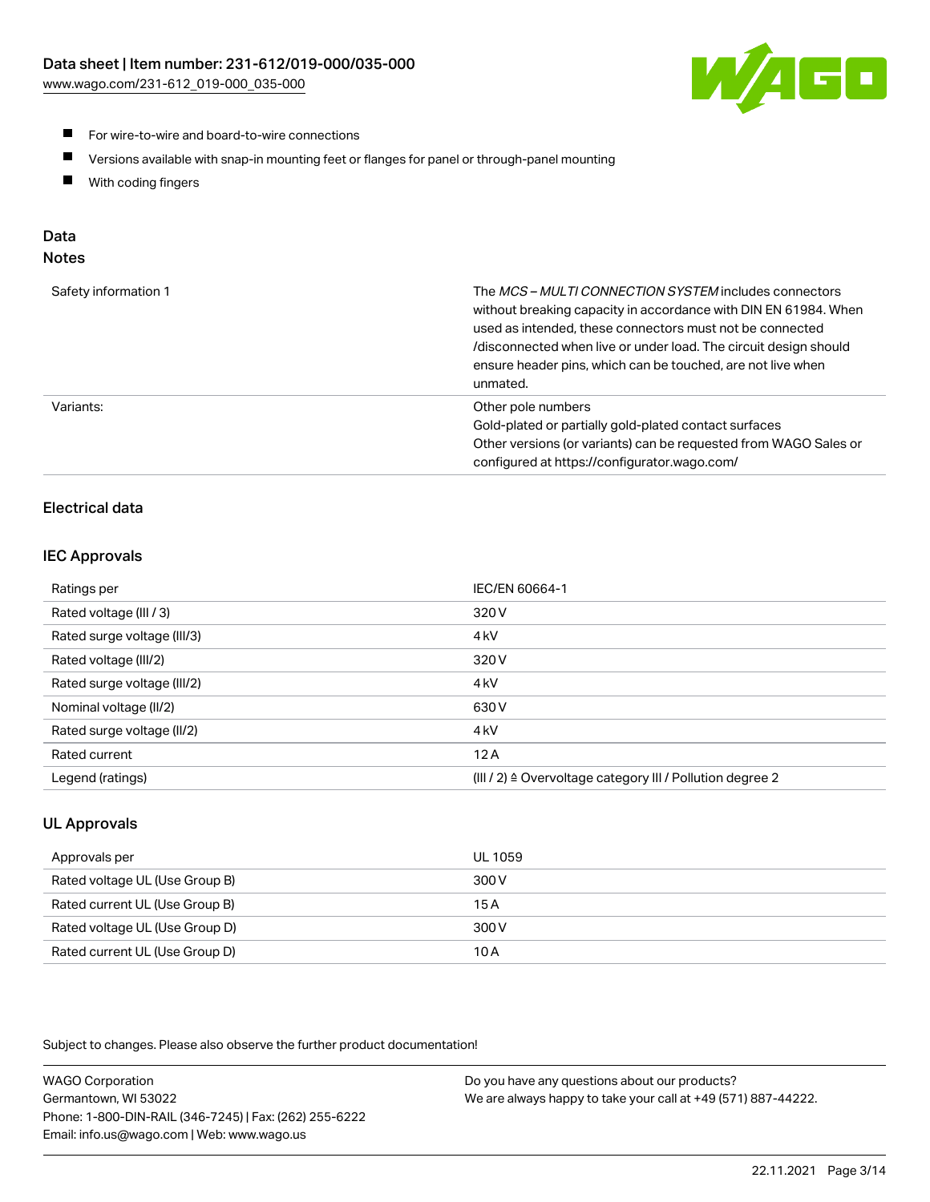- For wire-to-wire and board-to-wire connections
- Versions available with snap-in mounting feet or flanges for panel or through-panel mounting
- With coding fingers

## Data
### Notes

| | |
|---|---|
| Safety information 1 | The *MCS – MULTI CONNECTION SYSTEM* includes connectors without breaking capacity in accordance with DIN EN 61984. When used as intended, these connectors must not be connected /disconnected when live or under load. The circuit design should ensure header pins, which can be touched, are not live when unmated. |
| Variants: | Other pole numbers<br>Gold-plated or partially gold-plated contact surfaces<br>Other versions (or variants) can be requested from WAGO Sales or configured at https://configurator.wago.com/ |

### Electrical data

### IEC Approvals

| | |
|---|---|
| Ratings per | IEC/EN 60664-1 |
| Rated voltage (III / 3) | 320 V |
| Rated surge voltage (III/3) | 4 kV |
| Rated voltage (III/2) | 320 V |
| Rated surge voltage (III/2) | 4 kV |
| Nominal voltage (II/2) | 630 V |
| Rated surge voltage (II/2) | 4 kV |
| Rated current | 12 A |
| Legend (ratings) | (III / 2) ≙ Overvoltage category III / Pollution degree 2 |

### UL Approvals

| | |
|---|---|
| Approvals per | UL 1059 |
| Rated voltage UL (Use Group B) | 300 V |
| Rated current UL (Use Group B) | 15 A |
| Rated voltage UL (Use Group D) | 300 V |
| Rated current UL (Use Group D) | 10 A |

Subject to changes. Please also observe the further product documentation!

WAGO Corporation
Germantown, WI 53022
Phone: 1-800-DIN-RAIL (346-7245) | Fax: (262) 255-6222
Email: info.us@wago.com | Web: www.wago.us

Do you have any questions about our products?
We are always happy to take your call at +49 (571) 887-44222.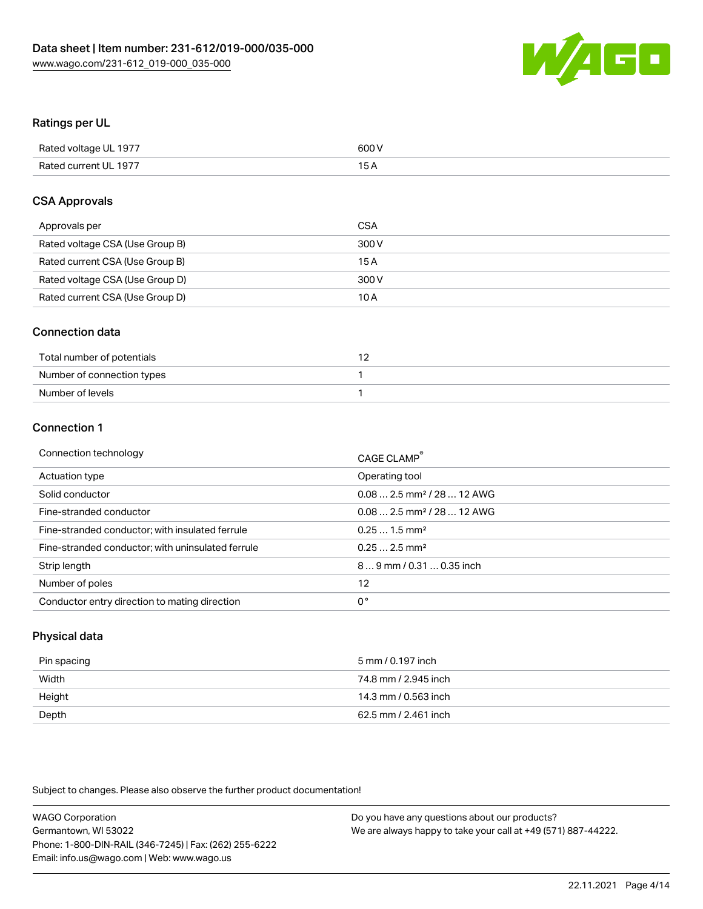## Ratings per UL

| | |
|---|---|
| Rated voltage UL 1977 | 600 V |
| Rated current UL 1977 | 15 A |

## CSA Approvals

| | |
|---|---|
| Approvals per | CSA |
| Rated voltage CSA (Use Group B) | 300 V |
| Rated current CSA (Use Group B) | 15 A |
| Rated voltage CSA (Use Group D) | 300 V |
| Rated current CSA (Use Group D) | 10 A |

## Connection data

| | |
|---|---|
| Total number of potentials | 12 |
| Number of connection types | 1 |
| Number of levels | 1 |

## Connection 1

| | |
|---|---|
| Connection technology | CAGE CLAMP® |
| Actuation type | Operating tool |
| Solid conductor | 0.08 … 2.5 mm² / 28 … 12 AWG |
| Fine-stranded conductor | 0.08 … 2.5 mm² / 28 … 12 AWG |
| Fine-stranded conductor; with insulated ferrule | 0.25 … 1.5 mm² |
| Fine-stranded conductor; with uninsulated ferrule | 0.25 … 2.5 mm² |
| Strip length | 8 … 9 mm / 0.31 … 0.35 inch |
| Number of poles | 12 |
| Conductor entry direction to mating direction | 0° |

## Physical data

| | |
|---|---|
| Pin spacing | 5 mm / 0.197 inch |
| Width | 74.8 mm / 2.945 inch |
| Height | 14.3 mm / 0.563 inch |
| Depth | 62.5 mm / 2.461 inch |

Subject to changes. Please also observe the further product documentation!

WAGO Corporation
Germantown, WI 53022
Phone: 1-800-DIN-RAIL (346-7245) | Fax: (262) 255-6222
Email: info.us@wago.com | Web: www.wago.us

Do you have any questions about our products?
We are always happy to take your call at +49 (571) 887-44222.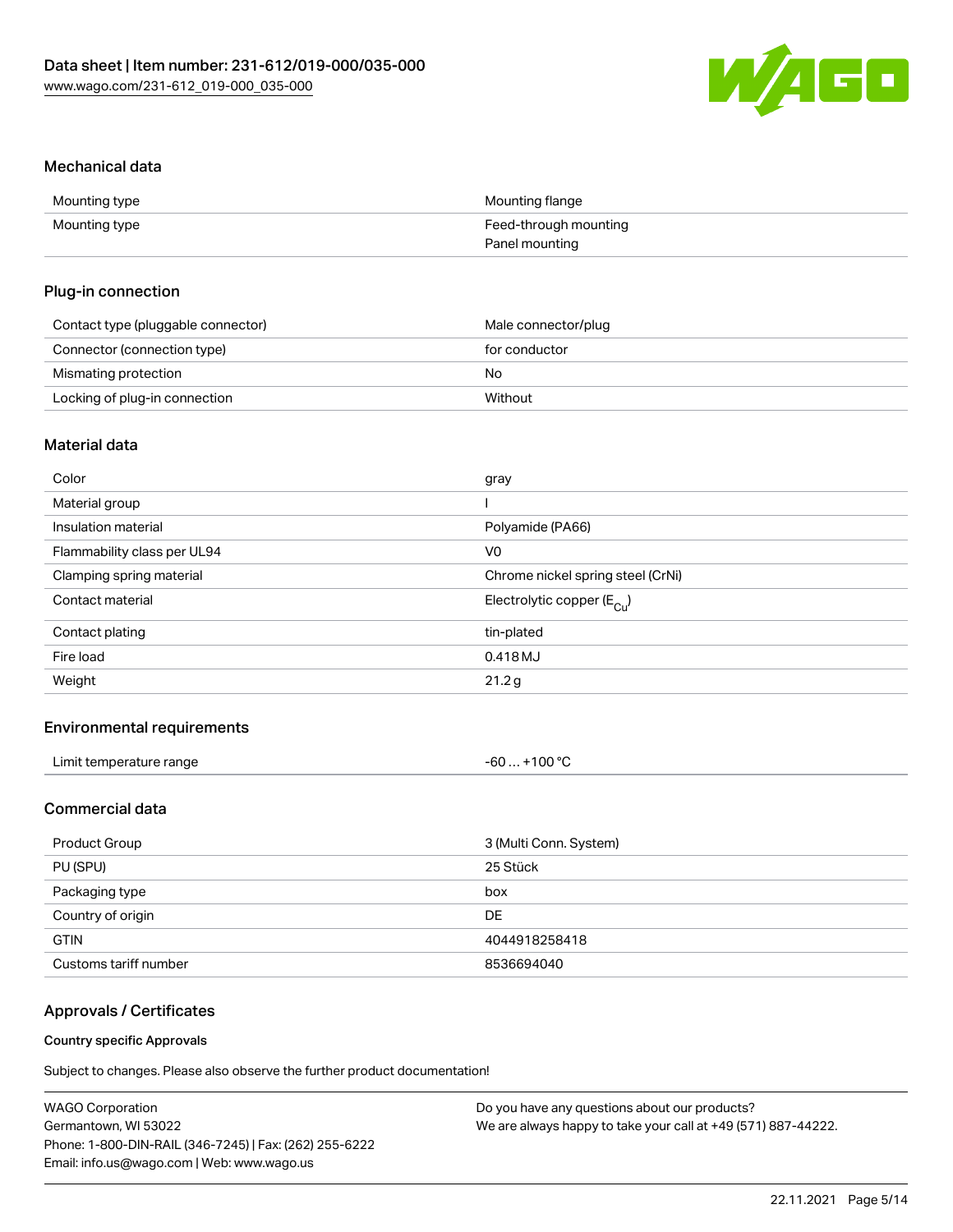## Mechanical data

| | |
|---|---|
| Mounting type | Mounting flange |
| Mounting type | Feed-through mounting<br>Panel mounting |

## Plug-in connection

| | |
|---|---|
| Contact type (pluggable connector) | Male connector/plug |
| Connector (connection type) | for conductor |
| Mismating protection | No |
| Locking of plug-in connection | Without |

## Material data

| | |
|---|---|
| Color | gray |
| Material group | I |
| Insulation material | Polyamide (PA66) |
| Flammability class per UL94 | V0 |
| Clamping spring material | Chrome nickel spring steel (CrNi) |
| Contact material | Electrolytic copper ($E_{Cu}$) |
| Contact plating | tin-plated |
| Fire load | 0.418 MJ |
| Weight | 21.2 g |

## Environmental requirements

| | |
|---|---|
| Limit temperature range | -60 … +100 °C |

## Commercial data

| | |
|---|---|
| Product Group | 3 (Multi Conn. System) |
| PU (SPU) | 25 Stück |
| Packaging type | box |
| Country of origin | DE |
| GTIN | 4044918258418 |
| Customs tariff number | 8536694040 |

## Approvals / Certificates

### Country specific Approvals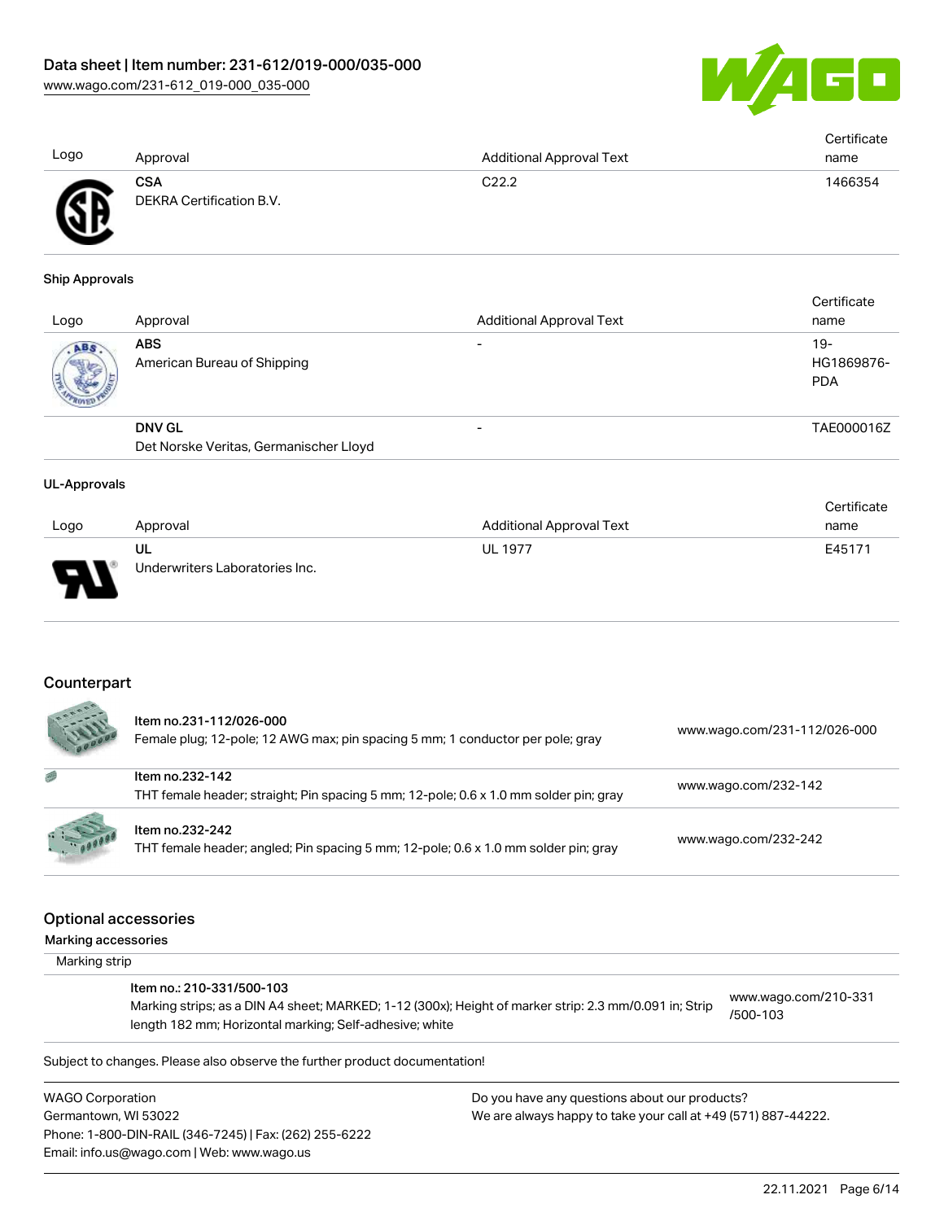| Logo | Approval | Additional Approval Text | Certificate name |
| --- | --- | --- | --- |
| | **CSA**<br>DEKRA Certification B.V. | C22.2 | 1466354 |

### Ship Approvals

| Logo | Approval | Additional Approval Text | Certificate name |
| --- | --- | --- | --- |
| | **ABS**<br>American Bureau of Shipping | - | 19-HG1869876-PDA |
| | **DNV GL**<br>Det Norske Veritas, Germanischer Lloyd | - | TAE000016Z |

### UL-Approvals

| Logo | Approval | Additional Approval Text | Certificate name |
| --- | --- | --- | --- |
| | **UL**<br>Underwriters Laboratories Inc. | UL 1977 | E45171 |

## Counterpart

| | | |
| --- | --- | --- |
| | **Item no.231-112/026-000**<br>Female plug; 12-pole; 12 AWG max; pin spacing 5 mm; 1 conductor per pole; gray | www.wago.com/231-112/026-000 |
| | **Item no.232-142**<br>THT female header; straight; Pin spacing 5 mm; 12-pole; 0.6 x 1.0 mm solder pin; gray | www.wago.com/232-142 |
| | **Item no.232-242**<br>THT female header; angled; Pin spacing 5 mm; 12-pole; 0.6 x 1.0 mm solder pin; gray | www.wago.com/232-242 |

## Optional accessories

### Marking accessories

Marking strip

| | |
| --- | --- |
| **Item no.: 210-331/500-103**<br>Marking strips; as a DIN A4 sheet; MARKED; 1-12 (300x); Height of marker strip: 2.3 mm/0.091 in; Strip length 182 mm; Horizontal marking; Self-adhesive; white | www.wago.com/210-331/500-103 |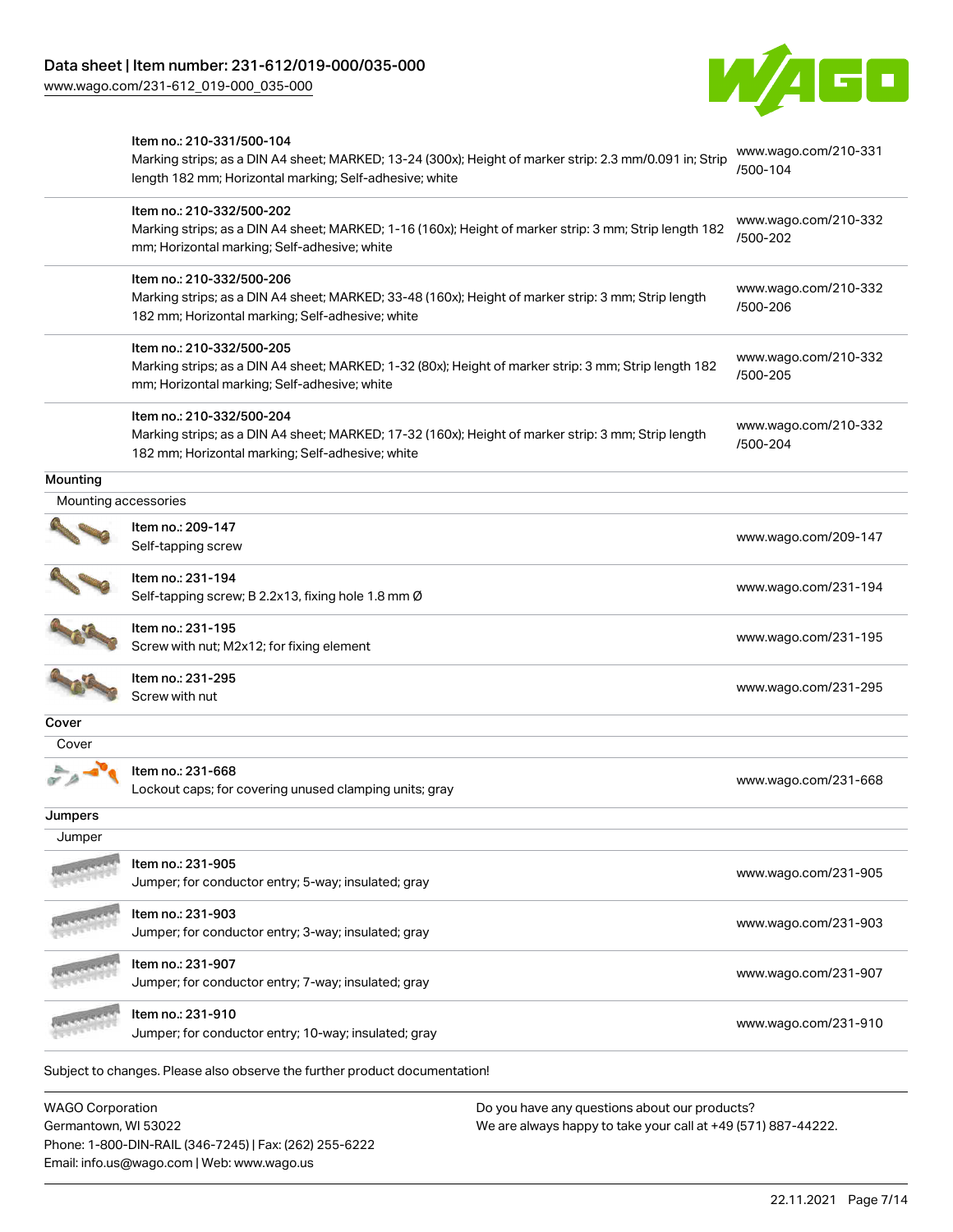| | | |
|---|---|---|
| | Item no.: 210-331/500-104<br>Marking strips; as a DIN A4 sheet; MARKED; 13-24 (300x); Height of marker strip: 2.3 mm/0.091 in; Strip length 182 mm; Horizontal marking; Self-adhesive; white | www.wago.com/210-331/500-104 |
| | Item no.: 210-332/500-202<br>Marking strips; as a DIN A4 sheet; MARKED; 1-16 (160x); Height of marker strip: 3 mm; Strip length 182 mm; Horizontal marking; Self-adhesive; white | www.wago.com/210-332/500-202 |
| | Item no.: 210-332/500-206<br>Marking strips; as a DIN A4 sheet; MARKED; 33-48 (160x); Height of marker strip: 3 mm; Strip length 182 mm; Horizontal marking; Self-adhesive; white | www.wago.com/210-332/500-206 |
| | Item no.: 210-332/500-205<br>Marking strips; as a DIN A4 sheet; MARKED; 1-32 (80x); Height of marker strip: 3 mm; Strip length 182 mm; Horizontal marking; Self-adhesive; white | www.wago.com/210-332/500-205 |
| | Item no.: 210-332/500-204<br>Marking strips; as a DIN A4 sheet; MARKED; 17-32 (160x); Height of marker strip: 3 mm; Strip length 182 mm; Horizontal marking; Self-adhesive; white | www.wago.com/210-332/500-204 |

### Mounting

Mounting accessories

| | | |
|---|---|---|
| | Item no.: 209-147<br>Self-tapping screw | www.wago.com/209-147 |
| | Item no.: 231-194<br>Self-tapping screw; B 2.2x13, fixing hole 1.8 mm Ø | www.wago.com/231-194 |
| | Item no.: 231-195<br>Screw with nut; M2x12; for fixing element | www.wago.com/231-195 |
| | Item no.: 231-295<br>Screw with nut | www.wago.com/231-295 |

### Cover

Cover

| | | |
|---|---|---|
| | Item no.: 231-668<br>Lockout caps; for covering unused clamping units; gray | www.wago.com/231-668 |

### Jumpers

Jumper

| | | |
|---|---|---|
| | Item no.: 231-905<br>Jumper; for conductor entry; 5-way; insulated; gray | www.wago.com/231-905 |
| | Item no.: 231-903<br>Jumper; for conductor entry; 3-way; insulated; gray | www.wago.com/231-903 |
| | Item no.: 231-907<br>Jumper; for conductor entry; 7-way; insulated; gray | www.wago.com/231-907 |
| | Item no.: 231-910<br>Jumper; for conductor entry; 10-way; insulated; gray | www.wago.com/231-910 |

Subject to changes. Please also observe the further product documentation!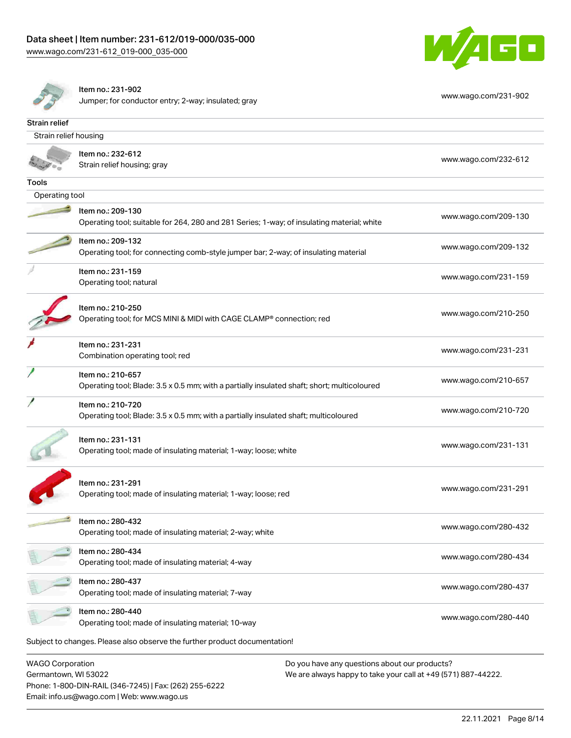| | | |
|---|---|---|
| | Item no.: 231-902<br>Jumper; for conductor entry; 2-way; insulated; gray | www.wago.com/231-902 |

**Strain relief**

Strain relief housing

| | | |
|---|---|---|
| | Item no.: 232-612<br>Strain relief housing; gray | www.wago.com/232-612 |

**Tools**

Operating tool

| | | |
|---|---|---|
| | Item no.: 209-130<br>Operating tool; suitable for 264, 280 and 281 Series; 1-way; of insulating material; white | www.wago.com/209-130 |
| | Item no.: 209-132<br>Operating tool; for connecting comb-style jumper bar; 2-way; of insulating material | www.wago.com/209-132 |
| | Item no.: 231-159<br>Operating tool; natural | www.wago.com/231-159 |
| | Item no.: 210-250<br>Operating tool; for MCS MINI & MIDI with CAGE CLAMP® connection; red | www.wago.com/210-250 |
| | Item no.: 231-231<br>Combination operating tool; red | www.wago.com/231-231 |
| | Item no.: 210-657<br>Operating tool; Blade: 3.5 x 0.5 mm; with a partially insulated shaft; short; multicoloured | www.wago.com/210-657 |
| | Item no.: 210-720<br>Operating tool; Blade: 3.5 x 0.5 mm; with a partially insulated shaft; multicoloured | www.wago.com/210-720 |
| | Item no.: 231-131<br>Operating tool; made of insulating material; 1-way; loose; white | www.wago.com/231-131 |
| | Item no.: 231-291<br>Operating tool; made of insulating material; 1-way; loose; red | www.wago.com/231-291 |
| | Item no.: 280-432<br>Operating tool; made of insulating material; 2-way; white | www.wago.com/280-432 |
| | Item no.: 280-434<br>Operating tool; made of insulating material; 4-way | www.wago.com/280-434 |
| | Item no.: 280-437<br>Operating tool; made of insulating material; 7-way | www.wago.com/280-437 |
| | Item no.: 280-440<br>Operating tool; made of insulating material; 10-way | www.wago.com/280-440 |

Subject to changes. Please also observe the further product documentation!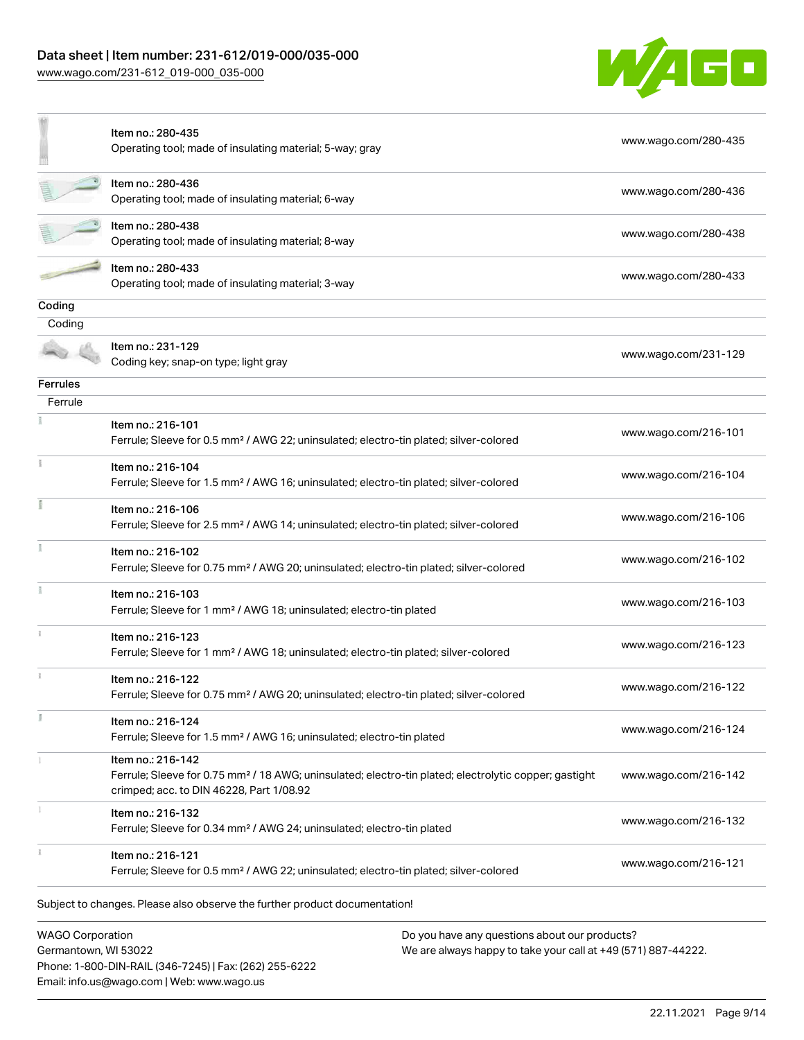| | | |
|---|---|---|
| | Item no.: 280-435<br>Operating tool; made of insulating material; 5-way; gray | www.wago.com/280-435 |
| | Item no.: 280-436<br>Operating tool; made of insulating material; 6-way | www.wago.com/280-436 |
| | Item no.: 280-438<br>Operating tool; made of insulating material; 8-way | www.wago.com/280-438 |
| | Item no.: 280-433<br>Operating tool; made of insulating material; 3-way | www.wago.com/280-433 |

**Coding**

Coding

| | | |
|---|---|---|
| | Item no.: 231-129<br>Coding key; snap-on type; light gray | www.wago.com/231-129 |

**Ferrules**

Ferrule

| | | |
|---|---|---|
| | Item no.: 216-101<br>Ferrule; Sleeve for 0.5 mm² / AWG 22; uninsulated; electro-tin plated; silver-colored | www.wago.com/216-101 |
| | Item no.: 216-104<br>Ferrule; Sleeve for 1.5 mm² / AWG 16; uninsulated; electro-tin plated; silver-colored | www.wago.com/216-104 |
| | Item no.: 216-106<br>Ferrule; Sleeve for 2.5 mm² / AWG 14; uninsulated; electro-tin plated; silver-colored | www.wago.com/216-106 |
| | Item no.: 216-102<br>Ferrule; Sleeve for 0.75 mm² / AWG 20; uninsulated; electro-tin plated; silver-colored | www.wago.com/216-102 |
| | Item no.: 216-103<br>Ferrule; Sleeve for 1 mm² / AWG 18; uninsulated; electro-tin plated | www.wago.com/216-103 |
| | Item no.: 216-123<br>Ferrule; Sleeve for 1 mm² / AWG 18; uninsulated; electro-tin plated; silver-colored | www.wago.com/216-123 |
| | Item no.: 216-122<br>Ferrule; Sleeve for 0.75 mm² / AWG 20; uninsulated; electro-tin plated; silver-colored | www.wago.com/216-122 |
| | Item no.: 216-124<br>Ferrule; Sleeve for 1.5 mm² / AWG 16; uninsulated; electro-tin plated | www.wago.com/216-124 |
| | Item no.: 216-142<br>Ferrule; Sleeve for 0.75 mm² / 18 AWG; uninsulated; electro-tin plated; electrolytic copper; gastight crimped; acc. to DIN 46228, Part 1/08.92 | www.wago.com/216-142 |
| | Item no.: 216-132<br>Ferrule; Sleeve for 0.34 mm² / AWG 24; uninsulated; electro-tin plated | www.wago.com/216-132 |
| | Item no.: 216-121<br>Ferrule; Sleeve for 0.5 mm² / AWG 22; uninsulated; electro-tin plated; silver-colored | www.wago.com/216-121 |

Subject to changes. Please also observe the further product documentation!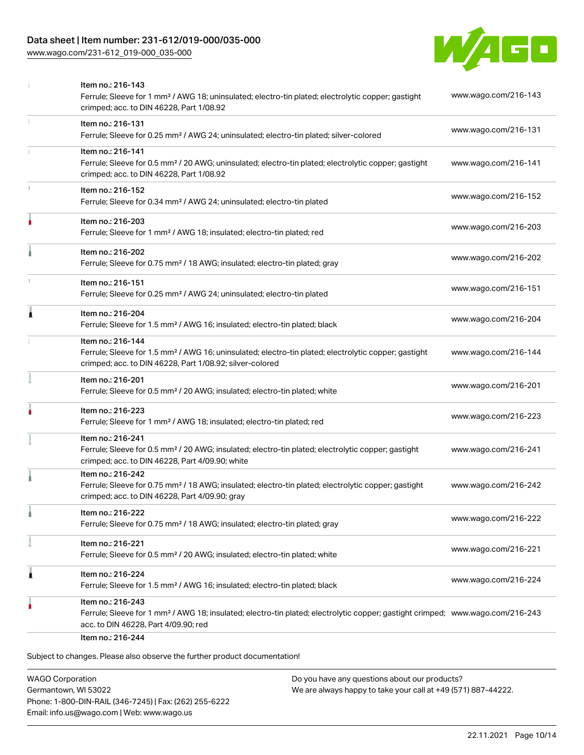| Item | Description | Link |
|---|---|---|
| | Item no.: 216-143<br>Ferrule; Sleeve for 1 mm² / AWG 18; uninsulated; electro-tin plated; electrolytic copper; gastight crimped; acc. to DIN 46228, Part 1/08.92 | www.wago.com/216-143 |
| | Item no.: 216-131<br>Ferrule; Sleeve for 0.25 mm² / AWG 24; uninsulated; electro-tin plated; silver-colored | www.wago.com/216-131 |
| | Item no.: 216-141<br>Ferrule; Sleeve for 0.5 mm² / 20 AWG; uninsulated; electro-tin plated; electrolytic copper; gastight crimped; acc. to DIN 46228, Part 1/08.92 | www.wago.com/216-141 |
| | Item no.: 216-152<br>Ferrule; Sleeve for 0.34 mm² / AWG 24; uninsulated; electro-tin plated | www.wago.com/216-152 |
| | Item no.: 216-203<br>Ferrule; Sleeve for 1 mm² / AWG 18; insulated; electro-tin plated; red | www.wago.com/216-203 |
| | Item no.: 216-202<br>Ferrule; Sleeve for 0.75 mm² / 18 AWG; insulated; electro-tin plated; gray | www.wago.com/216-202 |
| | Item no.: 216-151<br>Ferrule; Sleeve for 0.25 mm² / AWG 24; uninsulated; electro-tin plated | www.wago.com/216-151 |
| | Item no.: 216-204<br>Ferrule; Sleeve for 1.5 mm² / AWG 16; insulated; electro-tin plated; black | www.wago.com/216-204 |
| | Item no.: 216-144<br>Ferrule; Sleeve for 1.5 mm² / AWG 16; uninsulated; electro-tin plated; electrolytic copper; gastight crimped; acc. to DIN 46228, Part 1/08.92; silver-colored | www.wago.com/216-144 |
| | Item no.: 216-201<br>Ferrule; Sleeve for 0.5 mm² / 20 AWG; insulated; electro-tin plated; white | www.wago.com/216-201 |
| | Item no.: 216-223<br>Ferrule; Sleeve for 1 mm² / AWG 18; insulated; electro-tin plated; red | www.wago.com/216-223 |
| | Item no.: 216-241<br>Ferrule; Sleeve for 0.5 mm² / 20 AWG; insulated; electro-tin plated; electrolytic copper; gastight crimped; acc. to DIN 46228, Part 4/09.90; white | www.wago.com/216-241 |
| | Item no.: 216-242<br>Ferrule; Sleeve for 0.75 mm² / 18 AWG; insulated; electro-tin plated; electrolytic copper; gastight crimped; acc. to DIN 46228, Part 4/09.90; gray | www.wago.com/216-242 |
| | Item no.: 216-222<br>Ferrule; Sleeve for 0.75 mm² / 18 AWG; insulated; electro-tin plated; gray | www.wago.com/216-222 |
| | Item no.: 216-221<br>Ferrule; Sleeve for 0.5 mm² / 20 AWG; insulated; electro-tin plated; white | www.wago.com/216-221 |
| | Item no.: 216-224<br>Ferrule; Sleeve for 1.5 mm² / AWG 16; insulated; electro-tin plated; black | www.wago.com/216-224 |
| | Item no.: 216-243<br>Ferrule; Sleeve for 1 mm² / AWG 18; insulated; electro-tin plated; electrolytic copper; gastight crimped; acc. to DIN 46228, Part 4/09.90; red | www.wago.com/216-243 |
| | Item no.: 216-244 | |

Subject to changes. Please also observe the further product documentation!

WAGO Corporation
Germantown, WI 53022
Phone: 1-800-DIN-RAIL (346-7245) | Fax: (262) 255-6222
Email: info.us@wago.com | Web: www.wago.us

Do you have any questions about our products?
We are always happy to take your call at +49 (571) 887-44222.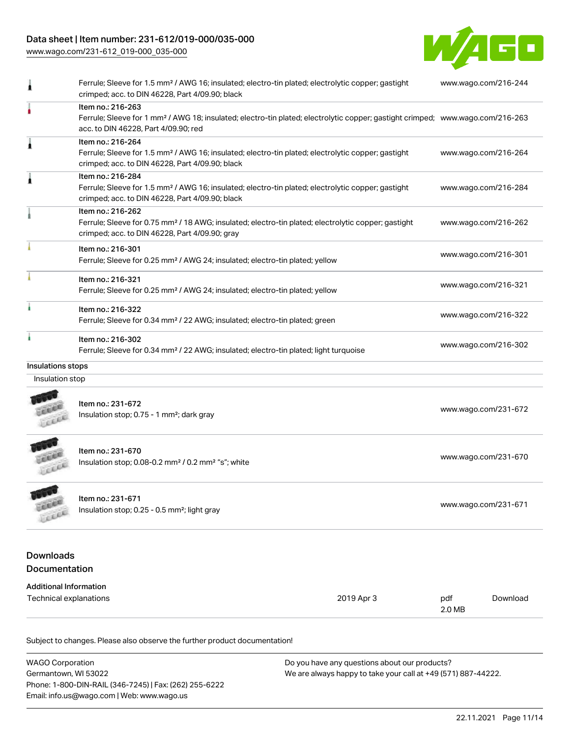| | | |
|---|---|---|
| | Ferrule; Sleeve for 1.5 mm² / AWG 16; insulated; electro-tin plated; electrolytic copper; gastight crimped; acc. to DIN 46228, Part 4/09.90; black | www.wago.com/216-244 |
| | Item no.: 216-263<br>Ferrule; Sleeve for 1 mm² / AWG 18; insulated; electro-tin plated; electrolytic copper; gastight crimped; acc. to DIN 46228, Part 4/09.90; red | www.wago.com/216-263 |
| | Item no.: 216-264<br>Ferrule; Sleeve for 1.5 mm² / AWG 16; insulated; electro-tin plated; electrolytic copper; gastight crimped; acc. to DIN 46228, Part 4/09.90; black | www.wago.com/216-264 |
| | Item no.: 216-284<br>Ferrule; Sleeve for 1.5 mm² / AWG 16; insulated; electro-tin plated; electrolytic copper; gastight crimped; acc. to DIN 46228, Part 4/09.90; black | www.wago.com/216-284 |
| | Item no.: 216-262<br>Ferrule; Sleeve for 0.75 mm² / 18 AWG; insulated; electro-tin plated; electrolytic copper; gastight crimped; acc. to DIN 46228, Part 4/09.90; gray | www.wago.com/216-262 |
| | Item no.: 216-301<br>Ferrule; Sleeve for 0.25 mm² / AWG 24; insulated; electro-tin plated; yellow | www.wago.com/216-301 |
| | Item no.: 216-321<br>Ferrule; Sleeve for 0.25 mm² / AWG 24; insulated; electro-tin plated; yellow | www.wago.com/216-321 |
| | Item no.: 216-322<br>Ferrule; Sleeve for 0.34 mm² / 22 AWG; insulated; electro-tin plated; green | www.wago.com/216-322 |
| | Item no.: 216-302<br>Ferrule; Sleeve for 0.34 mm² / 22 AWG; insulated; electro-tin plated; light turquoise | www.wago.com/216-302 |

**Insulations stops**

Insulation stop

| | | |
|---|---|---|
| | Item no.: 231-672<br>Insulation stop; 0.75 - 1 mm²; dark gray | www.wago.com/231-672 |
| | Item no.: 231-670<br>Insulation stop; 0.08-0.2 mm² / 0.2 mm² "s"; white | www.wago.com/231-670 |
| | Item no.: 231-671<br>Insulation stop; 0.25 - 0.5 mm²; light gray | www.wago.com/231-671 |

## Downloads

### Documentation

**Additional Information**

| | | | |
|---|---|---|---|
| Technical explanations | 2019 Apr 3 | pdf<br>2.0 MB | Download |

Subject to changes. Please also observe the further product documentation!

WAGO Corporation
Germantown, WI 53022
Phone: 1-800-DIN-RAIL (346-7245) | Fax: (262) 255-6222
Email: info.us@wago.com | Web: www.wago.us

Do you have any questions about our products?
We are always happy to take your call at +49 (571) 887-44222.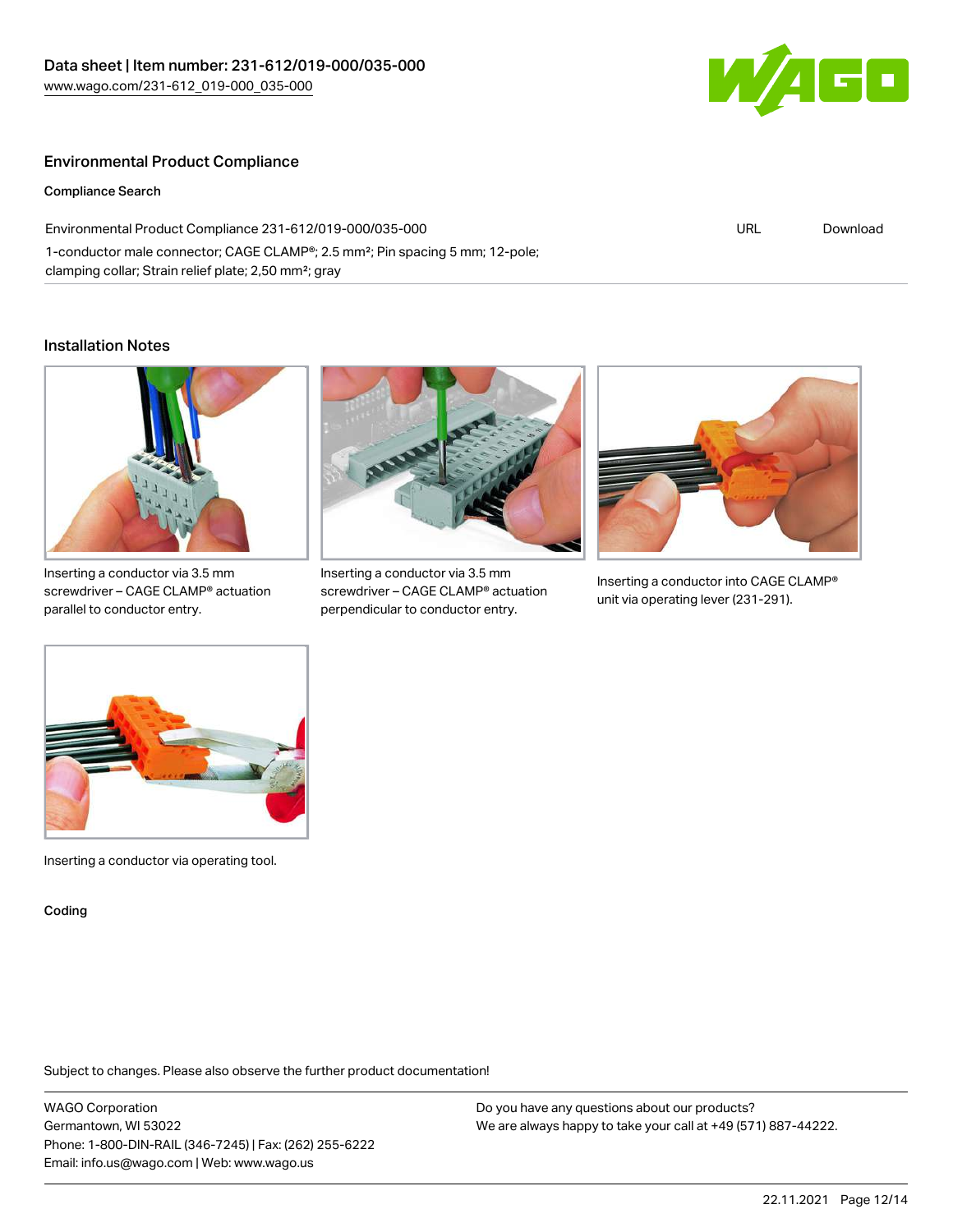## Environmental Product Compliance

### Compliance Search

| | | |
|---|---|---|
| Environmental Product Compliance 231-612/019-000/035-000<br>1-conductor male connector; CAGE CLAMP®; 2.5 mm²; Pin spacing 5 mm; 12-pole; clamping collar; Strain relief plate; 2,50 mm²; gray | URL | Download |

## Installation Notes

Inserting a conductor via 3.5 mm screwdriver – CAGE CLAMP® actuation parallel to conductor entry.

Inserting a conductor via 3.5 mm screwdriver – CAGE CLAMP® actuation perpendicular to conductor entry.

Inserting a conductor into CAGE CLAMP® unit via operating lever (231-291).

Inserting a conductor via operating tool.

### Coding

Subject to changes. Please also observe the further product documentation!

WAGO Corporation
Germantown, WI 53022
Phone: 1-800-DIN-RAIL (346-7245) | Fax: (262) 255-6222
Email: info.us@wago.com | Web: www.wago.us

Do you have any questions about our products?
We are always happy to take your call at +49 (571) 887-44222.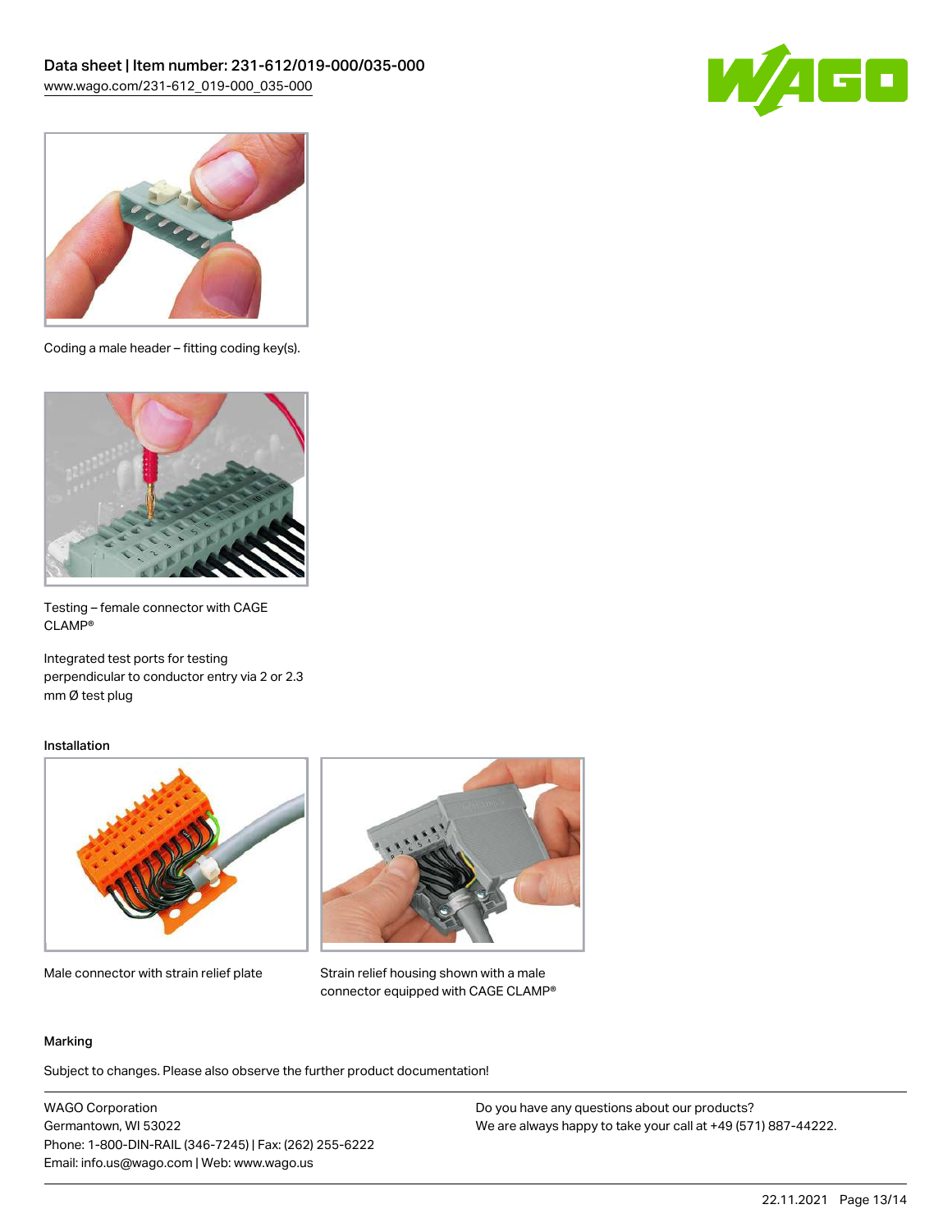Coding a male header – fitting coding key(s).

Testing – female connector with CAGE CLAMP®

Integrated test ports for testing perpendicular to conductor entry via 2 or 2.3 mm Ø test plug

Installation

Male connector with strain relief plate

Strain relief housing shown with a male connector equipped with CAGE CLAMP®

Marking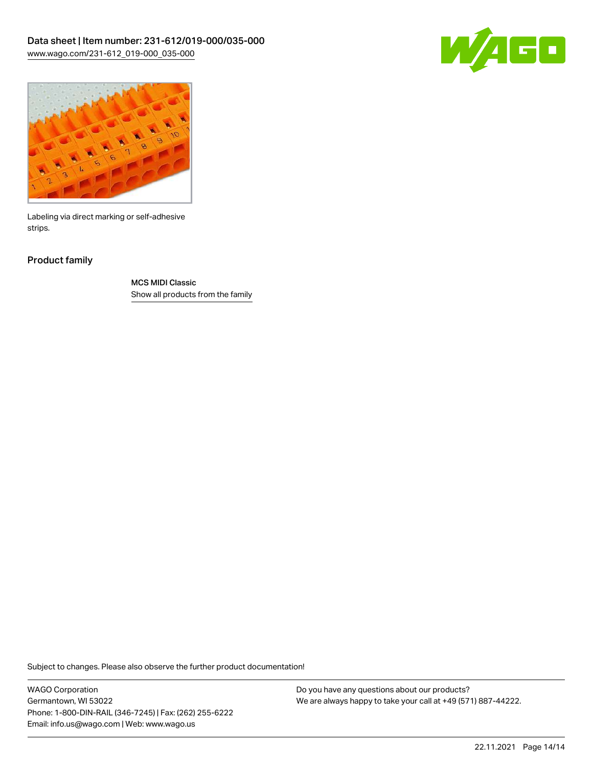Labeling via direct marking or self-adhesive strips.

## Product family

MCS MIDI Classic
Show all products from the family

Subject to changes. Please also observe the further product documentation!

WAGO Corporation
Germantown, WI 53022
Phone: 1-800-DIN-RAIL (346-7245) | Fax: (262) 255-6222
Email: info.us@wago.com | Web: www.wago.us

Do you have any questions about our products?
We are always happy to take your call at +49 (571) 887-44222.